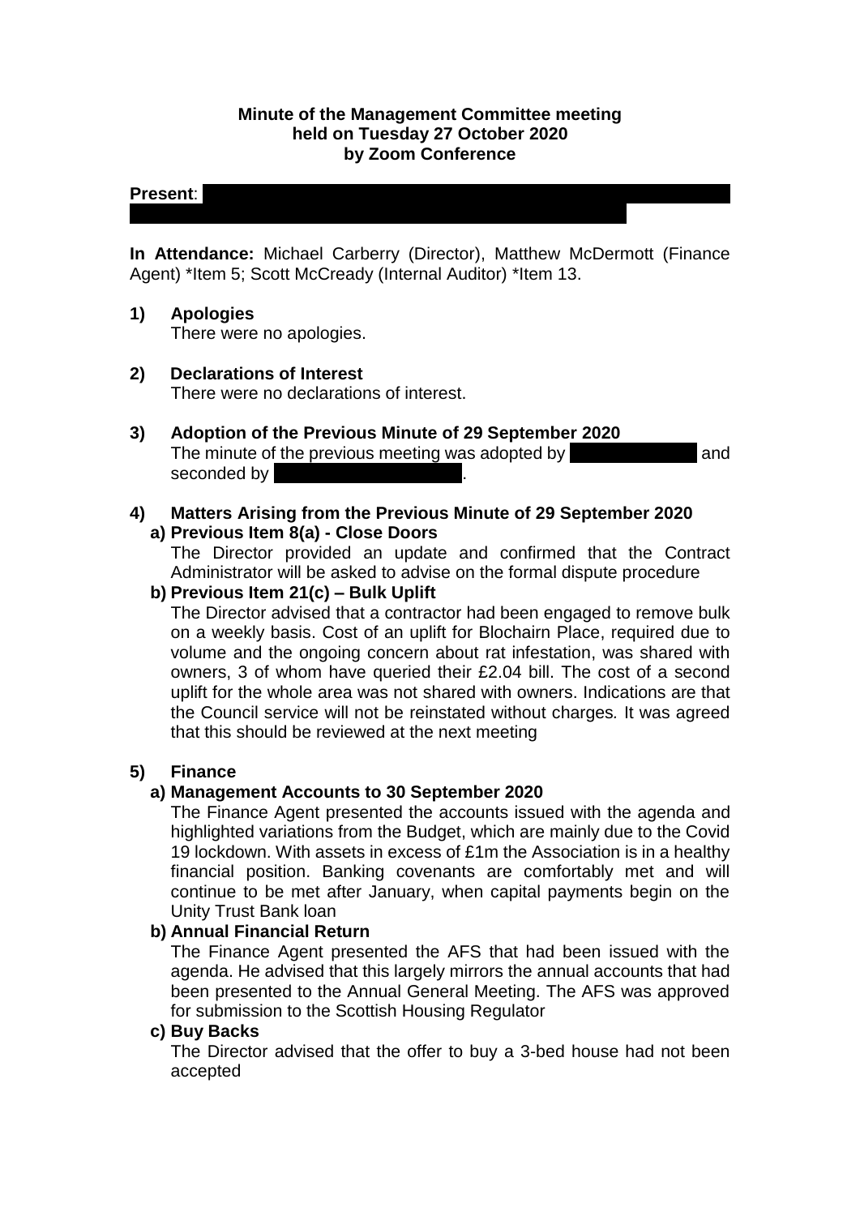**Minute of the Management Committee meeting held on Tuesday 27 October 2020 by Zoom Conference**

**Present**:

**In Attendance:** Michael Carberry (Director), Matthew McDermott (Finance Agent) *Item 5; Scott McCready (Internal Auditor) *Item 13.

1) **Apologies**
   There were no apologies.

2) **Declarations of Interest**
   There were no declarations of interest.

3) **Adoption of the Previous Minute of 29 September 2020**
   The minute of the previous meeting was adopted by and seconded by .

4) **Matters Arising from the Previous Minute of 29 September 2020**

   a) **Previous Item 8(a) - Close Doors**
   The Director provided an update and confirmed that the Contract Administrator will be asked to advise on the formal dispute procedure

   b) **Previous Item 21(c) – Bulk Uplift**
   The Director advised that a contractor had been engaged to remove bulk on a weekly basis. Cost of an uplift for Blochairn Place, required due to volume and the ongoing concern about rat infestation, was shared with owners, 3 of whom have queried their £2.04 bill. The cost of a second uplift for the whole area was not shared with owners. Indications are that the Council service will not be reinstated without charges. It was agreed that this should be reviewed at the next meeting

5) **Finance**

   a) **Management Accounts to 30 September 2020**
   The Finance Agent presented the accounts issued with the agenda and highlighted variations from the Budget, which are mainly due to the Covid 19 lockdown. With assets in excess of £1m the Association is in a healthy financial position. Banking covenants are comfortably met and will continue to be met after January, when capital payments begin on the Unity Trust Bank loan

   b) **Annual Financial Return**
   The Finance Agent presented the AFS that had been issued with the agenda. He advised that this largely mirrors the annual accounts that had been presented to the Annual General Meeting. The AFS was approved for submission to the Scottish Housing Regulator

   c) **Buy Backs**
   The Director advised that the offer to buy a 3-bed house had not been accepted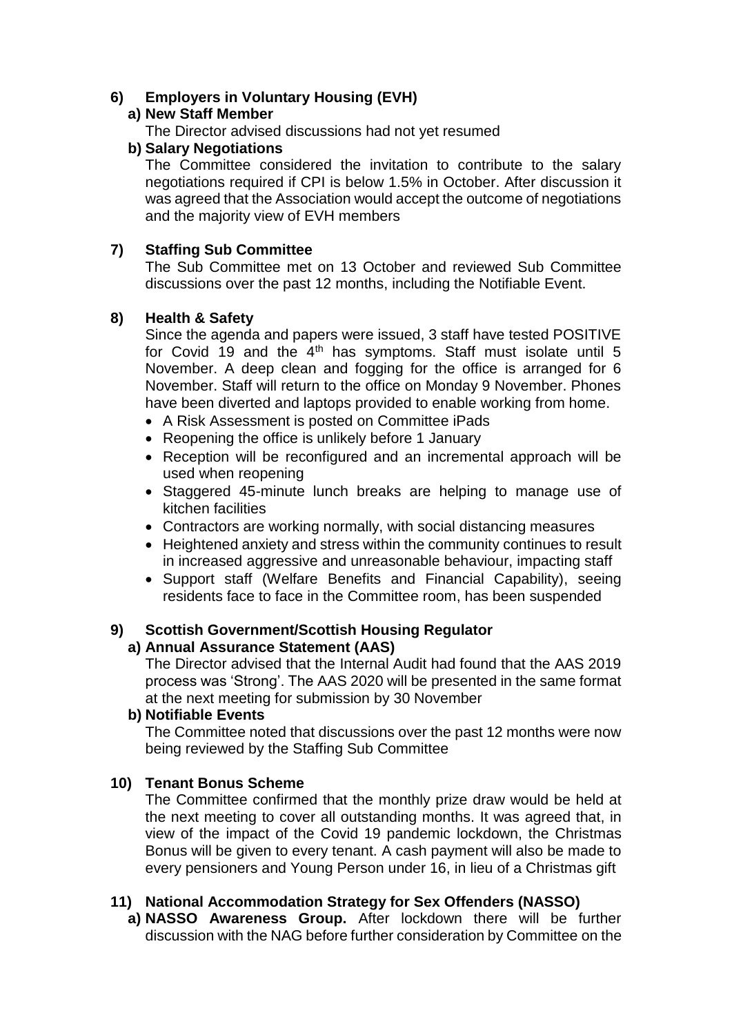**6) Employers in Voluntary Housing (EVH)**

**a) New Staff Member**

The Director advised discussions had not yet resumed

**b) Salary Negotiations**

The Committee considered the invitation to contribute to the salary negotiations required if CPI is below 1.5% in October. After discussion it was agreed that the Association would accept the outcome of negotiations and the majority view of EVH members

**7) Staffing Sub Committee**

The Sub Committee met on 13 October and reviewed Sub Committee discussions over the past 12 months, including the Notifiable Event.

**8) Health & Safety**

Since the agenda and papers were issued, 3 staff have tested POSITIVE for Covid 19 and the 4th has symptoms. Staff must isolate until 5 November. A deep clean and fogging for the office is arranged for 6 November. Staff will return to the office on Monday 9 November. Phones have been diverted and laptops provided to enable working from home.

- A Risk Assessment is posted on Committee iPads
- Reopening the office is unlikely before 1 January
- Reception will be reconfigured and an incremental approach will be used when reopening
- Staggered 45-minute lunch breaks are helping to manage use of kitchen facilities
- Contractors are working normally, with social distancing measures
- Heightened anxiety and stress within the community continues to result in increased aggressive and unreasonable behaviour, impacting staff
- Support staff (Welfare Benefits and Financial Capability), seeing residents face to face in the Committee room, has been suspended

**9) Scottish Government/Scottish Housing Regulator**

**a) Annual Assurance Statement (AAS)**

The Director advised that the Internal Audit had found that the AAS 2019 process was 'Strong'. The AAS 2020 will be presented in the same format at the next meeting for submission by 30 November

**b) Notifiable Events**

The Committee noted that discussions over the past 12 months were now being reviewed by the Staffing Sub Committee

**10) Tenant Bonus Scheme**

The Committee confirmed that the monthly prize draw would be held at the next meeting to cover all outstanding months. It was agreed that, in view of the impact of the Covid 19 pandemic lockdown, the Christmas Bonus will be given to every tenant. A cash payment will also be made to every pensioners and Young Person under 16, in lieu of a Christmas gift

**11) National Accommodation Strategy for Sex Offenders (NASSO)**

**a) NASSO Awareness Group.** After lockdown there will be further discussion with the NAG before further consideration by Committee on the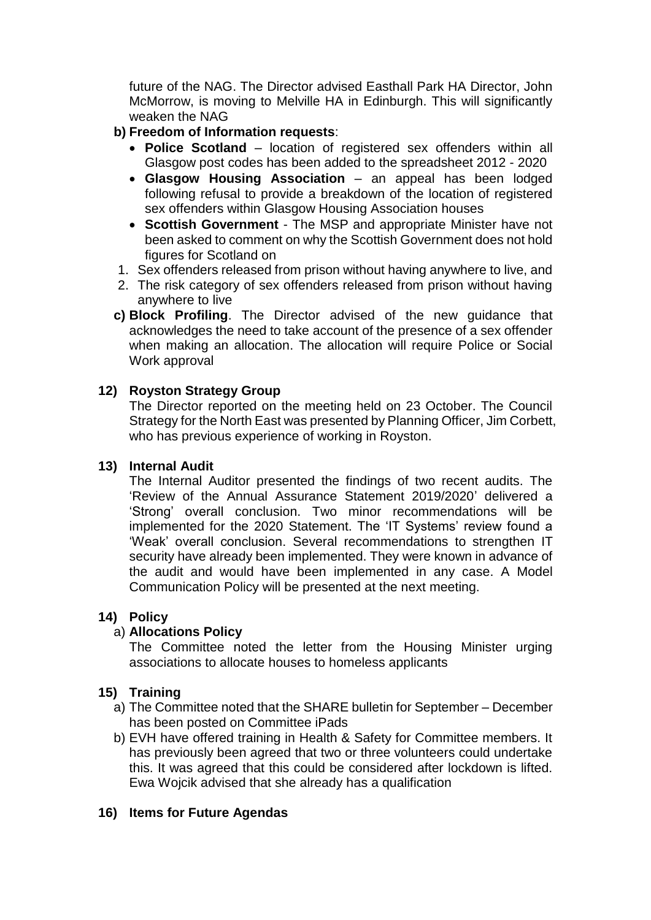future of the NAG. The Director advised Easthall Park HA Director, John McMorrow, is moving to Melville HA in Edinburgh. This will significantly weaken the NAG

**b) Freedom of Information requests**:

- **Police Scotland** – location of registered sex offenders within all Glasgow post codes has been added to the spreadsheet 2012 - 2020
- **Glasgow Housing Association** – an appeal has been lodged following refusal to provide a breakdown of the location of registered sex offenders within Glasgow Housing Association houses
- **Scottish Government** - The MSP and appropriate Minister have not been asked to comment on why the Scottish Government does not hold figures for Scotland on

1. Sex offenders released from prison without having anywhere to live, and
2. The risk category of sex offenders released from prison without having anywhere to live

**c) Block Profiling**. The Director advised of the new guidance that acknowledges the need to take account of the presence of a sex offender when making an allocation. The allocation will require Police or Social Work approval

**12) Royston Strategy Group**

The Director reported on the meeting held on 23 October. The Council Strategy for the North East was presented by Planning Officer, Jim Corbett, who has previous experience of working in Royston.

**13) Internal Audit**

The Internal Auditor presented the findings of two recent audits. The 'Review of the Annual Assurance Statement 2019/2020' delivered a 'Strong' overall conclusion. Two minor recommendations will be implemented for the 2020 Statement. The 'IT Systems' review found a 'Weak' overall conclusion. Several recommendations to strengthen IT security have already been implemented. They were known in advance of the audit and would have been implemented in any case. A Model Communication Policy will be presented at the next meeting.

**14) Policy**

a) **Allocations Policy**

The Committee noted the letter from the Housing Minister urging associations to allocate houses to homeless applicants

**15) Training**

a) The Committee noted that the SHARE bulletin for September – December has been posted on Committee iPads

b) EVH have offered training in Health & Safety for Committee members. It has previously been agreed that two or three volunteers could undertake this. It was agreed that this could be considered after lockdown is lifted. Ewa Wojcik advised that she already has a qualification

**16) Items for Future Agendas**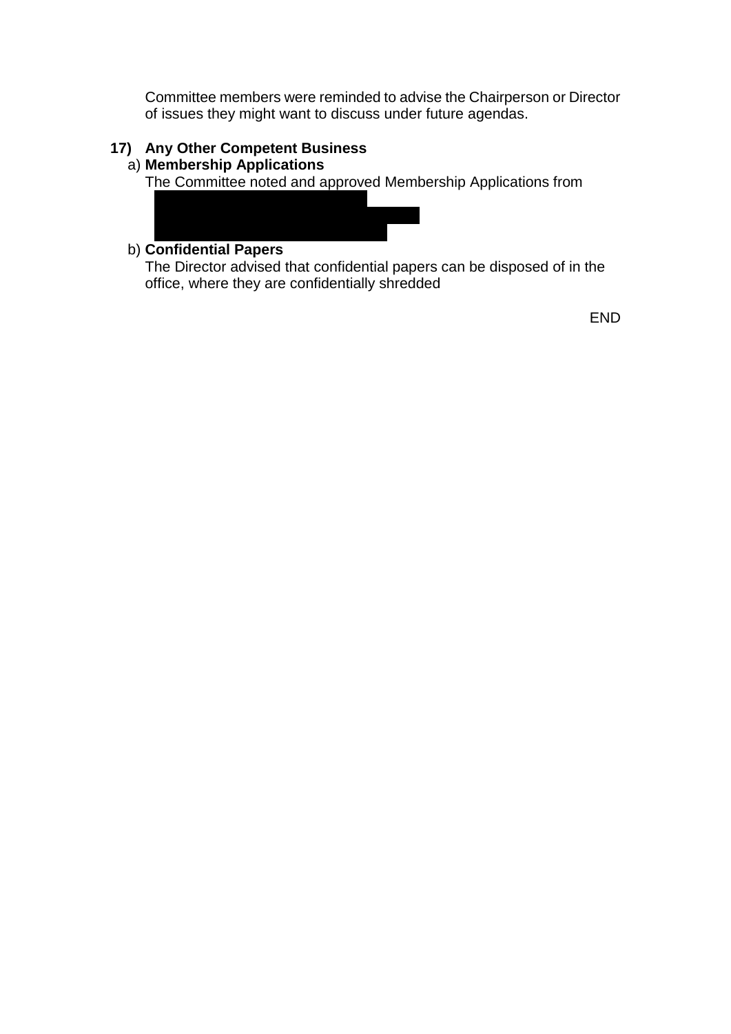Committee members were reminded to advise the Chairperson or Director of issues they might want to discuss under future agendas.

**17) Any Other Competent Business**

a) **Membership Applications**

The Committee noted and approved Membership Applications from

b) **Confidential Papers**

The Director advised that confidential papers can be disposed of in the office, where they are confidentially shredded

END